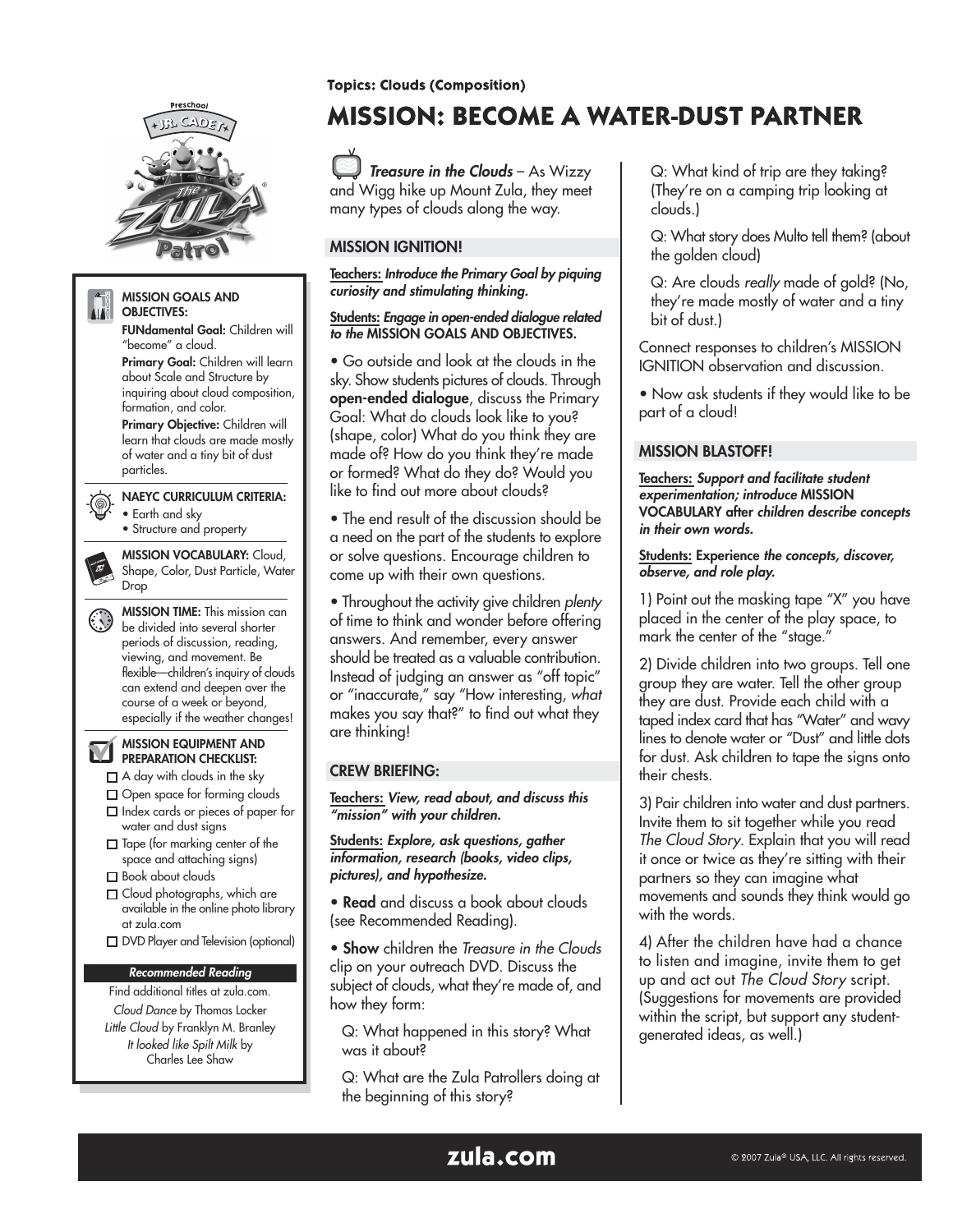Topics: Clouds (Composition)

# MISSION: BECOME A WATER-DUST PARTNER

**MISSION GOALS AND OBJECTIVES:**

**FUNdamental Goal:** Children will "become" a cloud.

**Primary Goal:** Children will learn about Scale and Structure by inquiring about cloud composition, formation, and color.

**Primary Objective:** Children will learn that clouds are made mostly of water and a tiny bit of dust particles.

**NAEYC CURRICULUM CRITERIA:**

- Earth and sky
- Structure and property

**MISSION VOCABULARY:** Cloud, Shape, Color, Dust Particle, Water Drop

**MISSION TIME:** This mission can be divided into several shorter periods of discussion, reading, viewing, and movement. Be flexible—children's inquiry of clouds can extend and deepen over the course of a week or beyond, especially if the weather changes!

**MISSION EQUIPMENT AND PREPARATION CHECKLIST:**

- ☐ A day with clouds in the sky
- ☐ Open space for forming clouds
- ☐ Index cards or pieces of paper for water and dust signs
- ☐ Tape (for marking center of the space and attaching signs)
- ☐ Book about clouds
- ☐ Cloud photographs, which are available in the online photo library at zula.com
- ☐ DVD Player and Television (optional)

***Recommended Reading***

Find additional titles at zula.com.

*Cloud Dance* by Thomas Locker

*Little Cloud* by Franklyn M. Branley

*It looked like Spilt Milk* by Charles Lee Shaw

***Treasure in the Clouds*** – As Wizzy and Wigg hike up Mount Zula, they meet many types of clouds along the way.

## MISSION IGNITION!

**Teachers:** ***Introduce the Primary Goal by piquing curiosity and stimulating thinking.***

**Students:** ***Engage in open-ended dialogue related to the*** **MISSION GOALS AND OBJECTIVES.**

- Go outside and look at the clouds in the sky. Show students pictures of clouds. Through **open-ended dialogue**, discuss the Primary Goal: What do clouds look like to you? (shape, color) What do you think they are made of? How do you think they're made or formed? What do they do? Would you like to find out more about clouds?
- The end result of the discussion should be a need on the part of the students to explore or solve questions. Encourage children to come up with their own questions.
- Throughout the activity give children *plenty* of time to think and wonder before offering answers. And remember, every answer should be treated as a valuable contribution. Instead of judging an answer as "off topic" or "inaccurate," say "How interesting, *what* makes you say that?" to find out what they are thinking!

## CREW BRIEFING:

**Teachers:** ***View, read about, and discuss this "mission" with your children.***

**Students:** ***Explore, ask questions, gather information, research (books, video clips, pictures), and hypothesize.***

- **Read** and discuss a book about clouds (see Recommended Reading).
- **Show** children the *Treasure in the Clouds* clip on your outreach DVD. Discuss the subject of clouds, what they're made of, and how they form:

Q: What happened in this story? What was it about?

Q: What are the Zula Patrollers doing at the beginning of this story?

Q: What kind of trip are they taking? (They're on a camping trip looking at clouds.)

Q: What story does Multo tell them? (about the golden cloud)

Q: Are clouds *really* made of gold? (No, they're made mostly of water and a tiny bit of dust.)

Connect responses to children's MISSION IGNITION observation and discussion.

- Now ask students if they would like to be part of a cloud!

## MISSION BLASTOFF!

**Teachers:** ***Support and facilitate student experimentation; introduce*** **MISSION VOCABULARY after** ***children describe concepts in their own words.***

**Students:** **Experience** ***the concepts, discover, observe, and role play.***

1) Point out the masking tape "X" you have placed in the center of the play space, to mark the center of the "stage."

2) Divide children into two groups. Tell one group they are water. Tell the other group they are dust. Provide each child with a taped index card that has "Water" and wavy lines to denote water or "Dust" and little dots for dust. Ask children to tape the signs onto their chests.

3) Pair children into water and dust partners. Invite them to sit together while you read *The Cloud Story*. Explain that you will read it once or twice as they're sitting with their partners so they can imagine what movements and sounds they think would go with the words.

4) After the children have had a chance to listen and imagine, invite them to get up and act out *The Cloud Story* script. (Suggestions for movements are provided within the script, but support any student-generated ideas, as well.)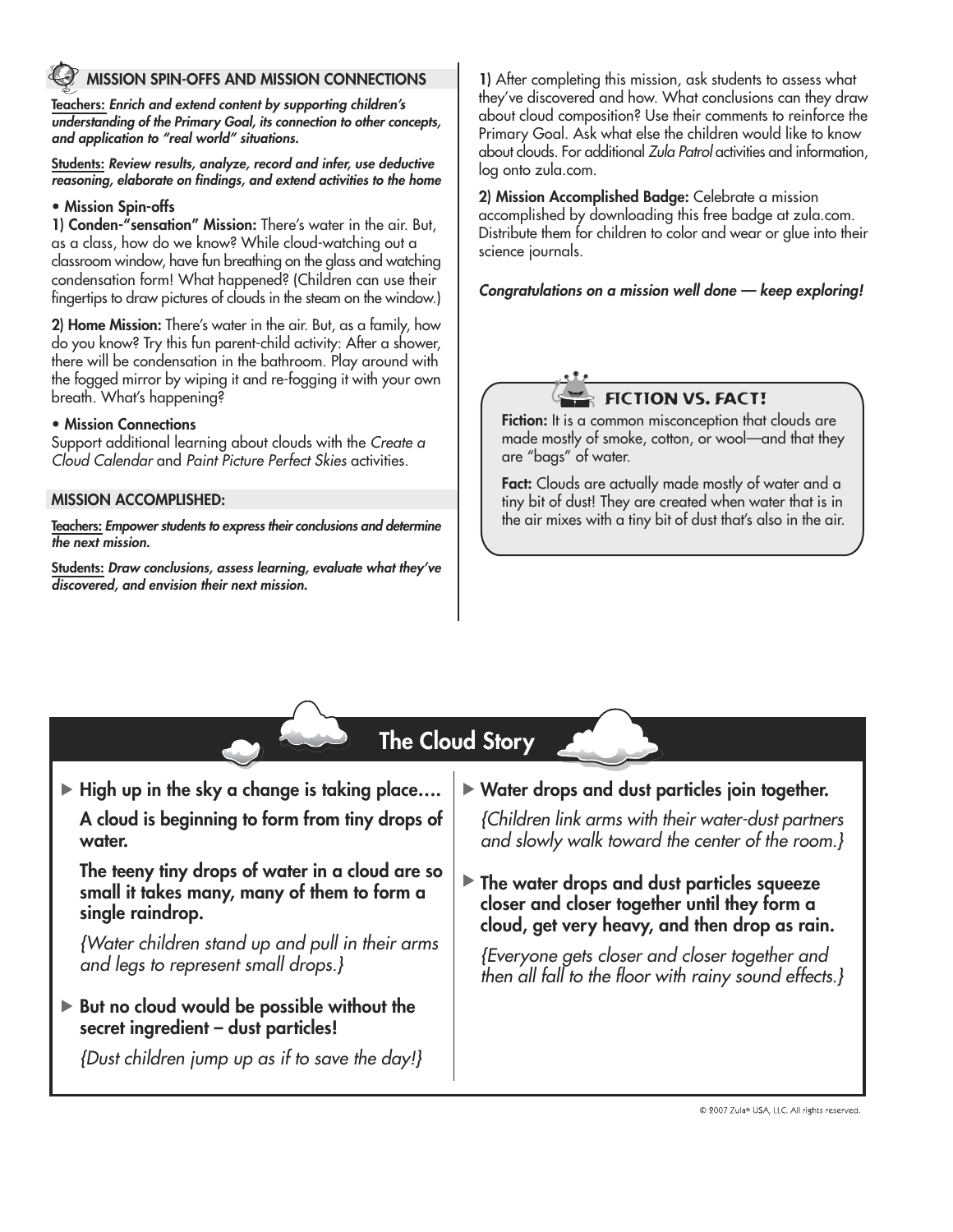## MISSION SPIN-OFFS AND MISSION CONNECTIONS

**Teachers:** ***Enrich and extend content by supporting children's understanding of the Primary Goal, its connection to other concepts, and application to "real world" situations.***

**Students:** ***Review results, analyze, record and infer, use deductive reasoning, elaborate on findings, and extend activities to the home***

**• Mission Spin-offs**

**1) Conden-"sensation" Mission:** There's water in the air. But, as a class, how do we know? While cloud-watching out a classroom window, have fun breathing on the glass and watching condensation form! What happened? (Children can use their fingertips to draw pictures of clouds in the steam on the window.)

**2) Home Mission:** There's water in the air. But, as a family, how do you know? Try this fun parent-child activity: After a shower, there will be condensation in the bathroom. Play around with the fogged mirror by wiping it and re-fogging it with your own breath. What's happening?

**• Mission Connections**

Support additional learning about clouds with the *Create a Cloud Calendar* and *Paint Picture Perfect Skies* activities.

## MISSION ACCOMPLISHED:

**Teachers:** ***Empower students to express their conclusions and determine the next mission.***

**Students:** ***Draw conclusions, assess learning, evaluate what they've discovered, and envision their next mission.***

**1)** After completing this mission, ask students to assess what they've discovered and how. What conclusions can they draw about cloud composition? Use their comments to reinforce the Primary Goal. Ask what else the children would like to know about clouds. For additional *Zula Patrol* activities and information, log onto zula.com.

**2) Mission Accomplished Badge:** Celebrate a mission accomplished by downloading this free badge at zula.com. Distribute them for children to color and wear or glue into their science journals.

***Congratulations on a mission well done — keep exploring!***

### FICTION VS. FACT!

**Fiction:** It is a common misconception that clouds are made mostly of smoke, cotton, or wool—and that they are "bags" of water.

**Fact:** Clouds are actually made mostly of water and a tiny bit of dust! They are created when water that is in the air mixes with a tiny bit of dust that's also in the air.

## The Cloud Story

- **High up in the sky a change is taking place….**

  **A cloud is beginning to form from tiny drops of water.**

  **The teeny tiny drops of water in a cloud are so small it takes many, many of them to form a single raindrop.**

  *{Water children stand up and pull in their arms and legs to represent small drops.}*

- **But no cloud would be possible without the secret ingredient – dust particles!**

  *{Dust children jump up as if to save the day!}*

- **Water drops and dust particles join together.**

  *{Children link arms with their water-dust partners and slowly walk toward the center of the room.}*

- **The water drops and dust particles squeeze closer and closer together until they form a cloud, get very heavy, and then drop as rain.**

  *{Everyone gets closer and closer together and then all fall to the floor with rainy sound effects.}*

© 2007 Zula® USA, LLC. All rights reserved.